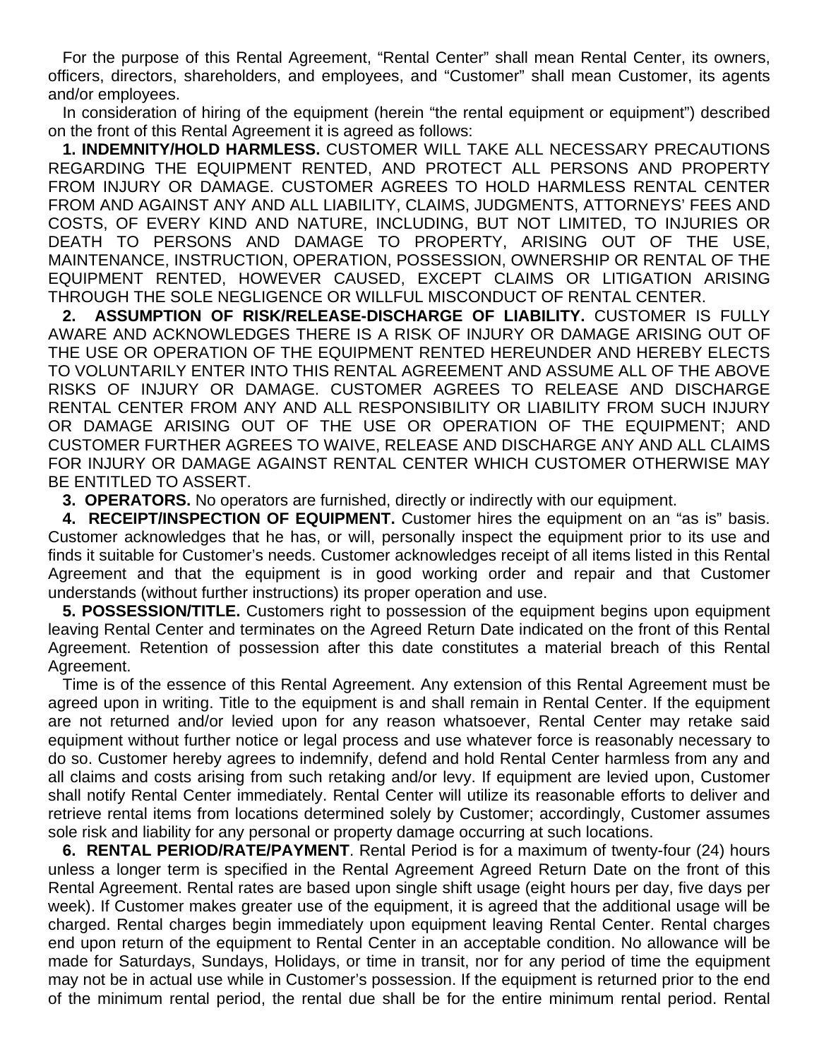For the purpose of this Rental Agreement, “Rental Center” shall mean Rental Center, its owners, officers, directors, shareholders, and employees, and “Customer” shall mean Customer, its agents and/or employees.

In consideration of hiring of the equipment (herein “the rental equipment or equipment”) described on the front of this Rental Agreement it is agreed as follows:

**1. INDEMNITY/HOLD HARMLESS.** CUSTOMER WILL TAKE ALL NECESSARY PRECAUTIONS REGARDING THE EQUIPMENT RENTED, AND PROTECT ALL PERSONS AND PROPERTY FROM INJURY OR DAMAGE. CUSTOMER AGREES TO HOLD HARMLESS RENTAL CENTER FROM AND AGAINST ANY AND ALL LIABILITY, CLAIMS, JUDGMENTS, ATTORNEYS’ FEES AND COSTS, OF EVERY KIND AND NATURE, INCLUDING, BUT NOT LIMITED, TO INJURIES OR DEATH TO PERSONS AND DAMAGE TO PROPERTY, ARISING OUT OF THE USE, MAINTENANCE, INSTRUCTION, OPERATION, POSSESSION, OWNERSHIP OR RENTAL OF THE EQUIPMENT RENTED, HOWEVER CAUSED, EXCEPT CLAIMS OR LITIGATION ARISING THROUGH THE SOLE NEGLIGENCE OR WILLFUL MISCONDUCT OF RENTAL CENTER.

**2. ASSUMPTION OF RISK/RELEASE-DISCHARGE OF LIABILITY.** CUSTOMER IS FULLY AWARE AND ACKNOWLEDGES THERE IS A RISK OF INJURY OR DAMAGE ARISING OUT OF THE USE OR OPERATION OF THE EQUIPMENT RENTED HEREUNDER AND HEREBY ELECTS TO VOLUNTARILY ENTER INTO THIS RENTAL AGREEMENT AND ASSUME ALL OF THE ABOVE RISKS OF INJURY OR DAMAGE. CUSTOMER AGREES TO RELEASE AND DISCHARGE RENTAL CENTER FROM ANY AND ALL RESPONSIBILITY OR LIABILITY FROM SUCH INJURY OR DAMAGE ARISING OUT OF THE USE OR OPERATION OF THE EQUIPMENT; AND CUSTOMER FURTHER AGREES TO WAIVE, RELEASE AND DISCHARGE ANY AND ALL CLAIMS FOR INJURY OR DAMAGE AGAINST RENTAL CENTER WHICH CUSTOMER OTHERWISE MAY BE ENTITLED TO ASSERT.

**3. OPERATORS.** No operators are furnished, directly or indirectly with our equipment.

**4. RECEIPT/INSPECTION OF EQUIPMENT.** Customer hires the equipment on an “as is” basis. Customer acknowledges that he has, or will, personally inspect the equipment prior to its use and finds it suitable for Customer’s needs. Customer acknowledges receipt of all items listed in this Rental Agreement and that the equipment is in good working order and repair and that Customer understands (without further instructions) its proper operation and use.

**5. POSSESSION/TITLE.** Customers right to possession of the equipment begins upon equipment leaving Rental Center and terminates on the Agreed Return Date indicated on the front of this Rental Agreement. Retention of possession after this date constitutes a material breach of this Rental Agreement.

Time is of the essence of this Rental Agreement. Any extension of this Rental Agreement must be agreed upon in writing. Title to the equipment is and shall remain in Rental Center. If the equipment are not returned and/or levied upon for any reason whatsoever, Rental Center may retake said equipment without further notice or legal process and use whatever force is reasonably necessary to do so. Customer hereby agrees to indemnify, defend and hold Rental Center harmless from any and all claims and costs arising from such retaking and/or levy. If equipment are levied upon, Customer shall notify Rental Center immediately. Rental Center will utilize its reasonable efforts to deliver and retrieve rental items from locations determined solely by Customer; accordingly, Customer assumes sole risk and liability for any personal or property damage occurring at such locations.

**6. RENTAL PERIOD/RATE/PAYMENT**. Rental Period is for a maximum of twenty-four (24) hours unless a longer term is specified in the Rental Agreement Agreed Return Date on the front of this Rental Agreement. Rental rates are based upon single shift usage (eight hours per day, five days per week). If Customer makes greater use of the equipment, it is agreed that the additional usage will be charged. Rental charges begin immediately upon equipment leaving Rental Center. Rental charges end upon return of the equipment to Rental Center in an acceptable condition. No allowance will be made for Saturdays, Sundays, Holidays, or time in transit, nor for any period of time the equipment may not be in actual use while in Customer’s possession. If the equipment is returned prior to the end of the minimum rental period, the rental due shall be for the entire minimum rental period. Rental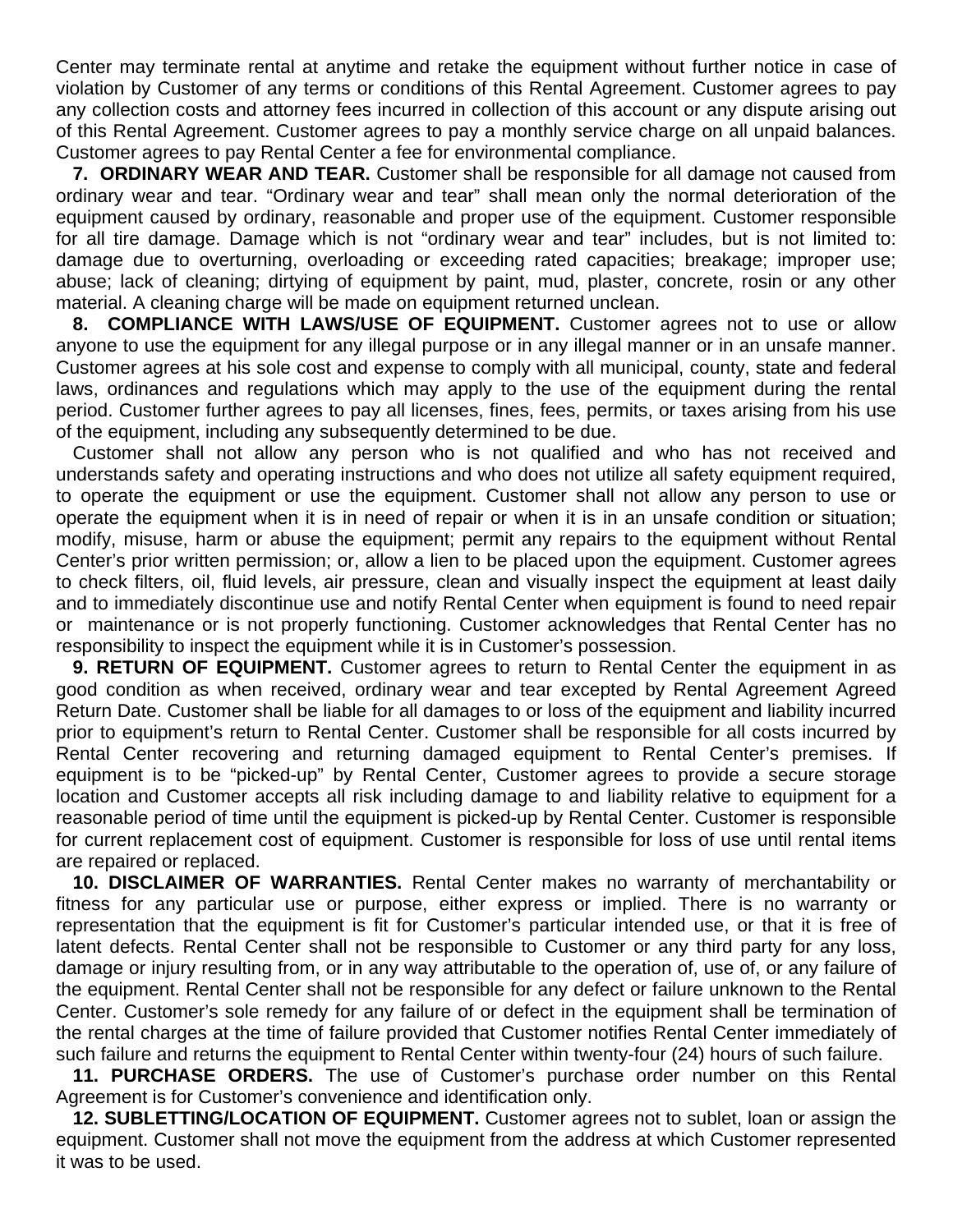Center may terminate rental at anytime and retake the equipment without further notice in case of violation by Customer of any terms or conditions of this Rental Agreement. Customer agrees to pay any collection costs and attorney fees incurred in collection of this account or any dispute arising out of this Rental Agreement. Customer agrees to pay a monthly service charge on all unpaid balances. Customer agrees to pay Rental Center a fee for environmental compliance.

**7. ORDINARY WEAR AND TEAR.** Customer shall be responsible for all damage not caused from ordinary wear and tear. "Ordinary wear and tear" shall mean only the normal deterioration of the equipment caused by ordinary, reasonable and proper use of the equipment. Customer responsible for all tire damage. Damage which is not "ordinary wear and tear" includes, but is not limited to: damage due to overturning, overloading or exceeding rated capacities; breakage; improper use; abuse; lack of cleaning; dirtying of equipment by paint, mud, plaster, concrete, rosin or any other material. A cleaning charge will be made on equipment returned unclean.

**8. COMPLIANCE WITH LAWS/USE OF EQUIPMENT.** Customer agrees not to use or allow anyone to use the equipment for any illegal purpose or in any illegal manner or in an unsafe manner. Customer agrees at his sole cost and expense to comply with all municipal, county, state and federal laws, ordinances and regulations which may apply to the use of the equipment during the rental period. Customer further agrees to pay all licenses, fines, fees, permits, or taxes arising from his use of the equipment, including any subsequently determined to be due.

Customer shall not allow any person who is not qualified and who has not received and understands safety and operating instructions and who does not utilize all safety equipment required, to operate the equipment or use the equipment. Customer shall not allow any person to use or operate the equipment when it is in need of repair or when it is in an unsafe condition or situation; modify, misuse, harm or abuse the equipment; permit any repairs to the equipment without Rental Center's prior written permission; or, allow a lien to be placed upon the equipment. Customer agrees to check filters, oil, fluid levels, air pressure, clean and visually inspect the equipment at least daily and to immediately discontinue use and notify Rental Center when equipment is found to need repair or maintenance or is not properly functioning. Customer acknowledges that Rental Center has no responsibility to inspect the equipment while it is in Customer's possession.

**9. RETURN OF EQUIPMENT.** Customer agrees to return to Rental Center the equipment in as good condition as when received, ordinary wear and tear excepted by Rental Agreement Agreed Return Date. Customer shall be liable for all damages to or loss of the equipment and liability incurred prior to equipment's return to Rental Center. Customer shall be responsible for all costs incurred by Rental Center recovering and returning damaged equipment to Rental Center's premises. If equipment is to be "picked-up" by Rental Center, Customer agrees to provide a secure storage location and Customer accepts all risk including damage to and liability relative to equipment for a reasonable period of time until the equipment is picked-up by Rental Center. Customer is responsible for current replacement cost of equipment. Customer is responsible for loss of use until rental items are repaired or replaced.

**10. DISCLAIMER OF WARRANTIES.** Rental Center makes no warranty of merchantability or fitness for any particular use or purpose, either express or implied. There is no warranty or representation that the equipment is fit for Customer's particular intended use, or that it is free of latent defects. Rental Center shall not be responsible to Customer or any third party for any loss, damage or injury resulting from, or in any way attributable to the operation of, use of, or any failure of the equipment. Rental Center shall not be responsible for any defect or failure unknown to the Rental Center. Customer's sole remedy for any failure of or defect in the equipment shall be termination of the rental charges at the time of failure provided that Customer notifies Rental Center immediately of such failure and returns the equipment to Rental Center within twenty-four (24) hours of such failure.

**11. PURCHASE ORDERS.** The use of Customer's purchase order number on this Rental Agreement is for Customer's convenience and identification only.

**12. SUBLETTING/LOCATION OF EQUIPMENT.** Customer agrees not to sublet, loan or assign the equipment. Customer shall not move the equipment from the address at which Customer represented it was to be used.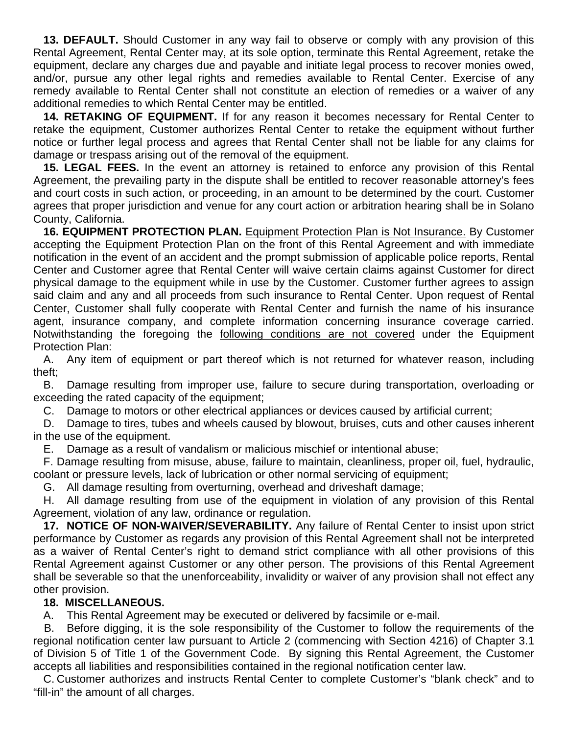**13. DEFAULT.** Should Customer in any way fail to observe or comply with any provision of this Rental Agreement, Rental Center may, at its sole option, terminate this Rental Agreement, retake the equipment, declare any charges due and payable and initiate legal process to recover monies owed, and/or, pursue any other legal rights and remedies available to Rental Center. Exercise of any remedy available to Rental Center shall not constitute an election of remedies or a waiver of any additional remedies to which Rental Center may be entitled.

**14. RETAKING OF EQUIPMENT.** If for any reason it becomes necessary for Rental Center to retake the equipment, Customer authorizes Rental Center to retake the equipment without further notice or further legal process and agrees that Rental Center shall not be liable for any claims for damage or trespass arising out of the removal of the equipment.

**15. LEGAL FEES.** In the event an attorney is retained to enforce any provision of this Rental Agreement, the prevailing party in the dispute shall be entitled to recover reasonable attorney's fees and court costs in such action, or proceeding, in an amount to be determined by the court. Customer agrees that proper jurisdiction and venue for any court action or arbitration hearing shall be in Solano County, California.

**16. EQUIPMENT PROTECTION PLAN.** <u>Equipment Protection Plan is Not Insurance.</u> By Customer accepting the Equipment Protection Plan on the front of this Rental Agreement and with immediate notification in the event of an accident and the prompt submission of applicable police reports, Rental Center and Customer agree that Rental Center will waive certain claims against Customer for direct physical damage to the equipment while in use by the Customer. Customer further agrees to assign said claim and any and all proceeds from such insurance to Rental Center. Upon request of Rental Center, Customer shall fully cooperate with Rental Center and furnish the name of his insurance agent, insurance company, and complete information concerning insurance coverage carried. Notwithstanding the foregoing the <u>following conditions are not covered</u> under the Equipment Protection Plan:

A. Any item of equipment or part thereof which is not returned for whatever reason, including theft;

B. Damage resulting from improper use, failure to secure during transportation, overloading or exceeding the rated capacity of the equipment;

C. Damage to motors or other electrical appliances or devices caused by artificial current;

D. Damage to tires, tubes and wheels caused by blowout, bruises, cuts and other causes inherent in the use of the equipment.

E. Damage as a result of vandalism or malicious mischief or intentional abuse;

F. Damage resulting from misuse, abuse, failure to maintain, cleanliness, proper oil, fuel, hydraulic, coolant or pressure levels, lack of lubrication or other normal servicing of equipment;

G. All damage resulting from overturning, overhead and driveshaft damage;

H. All damage resulting from use of the equipment in violation of any provision of this Rental Agreement, violation of any law, ordinance or regulation.

**17. NOTICE OF NON-WAIVER/SEVERABILITY.** Any failure of Rental Center to insist upon strict performance by Customer as regards any provision of this Rental Agreement shall not be interpreted as a waiver of Rental Center's right to demand strict compliance with all other provisions of this Rental Agreement against Customer or any other person. The provisions of this Rental Agreement shall be severable so that the unenforceability, invalidity or waiver of any provision shall not effect any other provision.

**18. MISCELLANEOUS.**

A. This Rental Agreement may be executed or delivered by facsimile or e-mail.

B. Before digging, it is the sole responsibility of the Customer to follow the requirements of the regional notification center law pursuant to Article 2 (commencing with Section 4216) of Chapter 3.1 of Division 5 of Title 1 of the Government Code. By signing this Rental Agreement, the Customer accepts all liabilities and responsibilities contained in the regional notification center law.

C. Customer authorizes and instructs Rental Center to complete Customer's "blank check" and to "fill-in" the amount of all charges.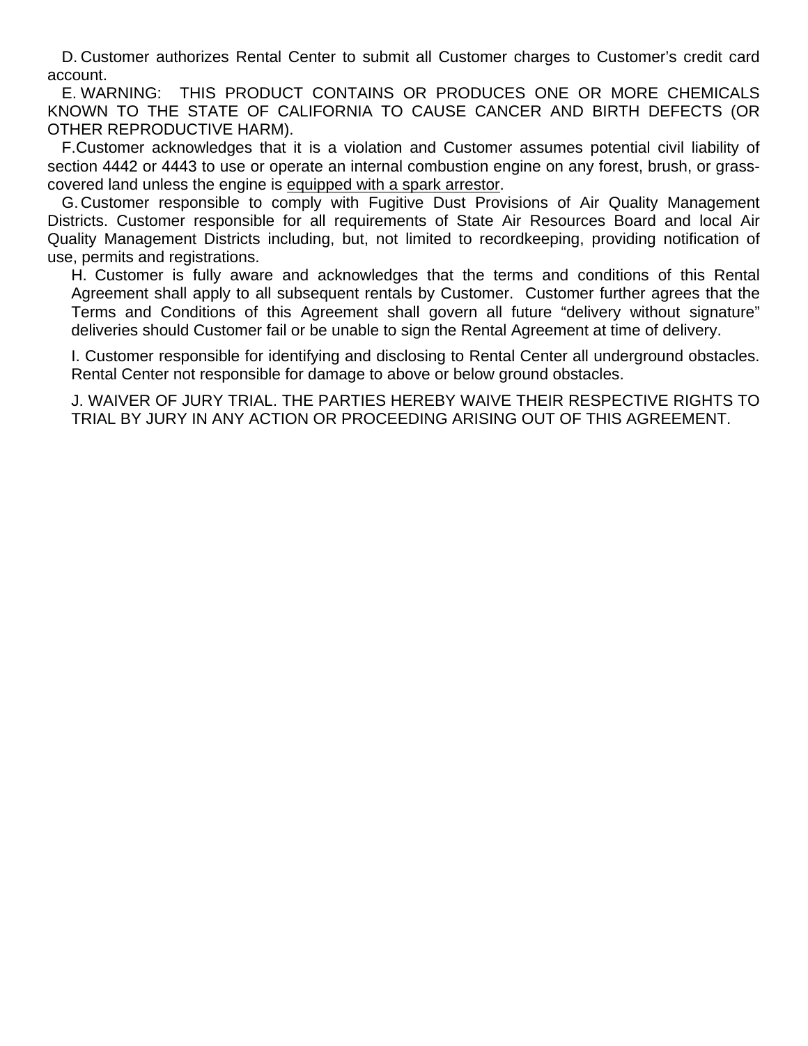D. Customer authorizes Rental Center to submit all Customer charges to Customer's credit card account.

E. WARNING: THIS PRODUCT CONTAINS OR PRODUCES ONE OR MORE CHEMICALS KNOWN TO THE STATE OF CALIFORNIA TO CAUSE CANCER AND BIRTH DEFECTS (OR OTHER REPRODUCTIVE HARM).

F. Customer acknowledges that it is a violation and Customer assumes potential civil liability of section 4442 or 4443 to use or operate an internal combustion engine on any forest, brush, or grass-covered land unless the engine is <u>equipped with a spark arrestor</u>.

G. Customer responsible to comply with Fugitive Dust Provisions of Air Quality Management Districts. Customer responsible for all requirements of State Air Resources Board and local Air Quality Management Districts including, but, not limited to recordkeeping, providing notification of use, permits and registrations.

H. Customer is fully aware and acknowledges that the terms and conditions of this Rental Agreement shall apply to all subsequent rentals by Customer. Customer further agrees that the Terms and Conditions of this Agreement shall govern all future "delivery without signature" deliveries should Customer fail or be unable to sign the Rental Agreement at time of delivery.

I. Customer responsible for identifying and disclosing to Rental Center all underground obstacles. Rental Center not responsible for damage to above or below ground obstacles.

J. WAIVER OF JURY TRIAL. THE PARTIES HEREBY WAIVE THEIR RESPECTIVE RIGHTS TO TRIAL BY JURY IN ANY ACTION OR PROCEEDING ARISING OUT OF THIS AGREEMENT.